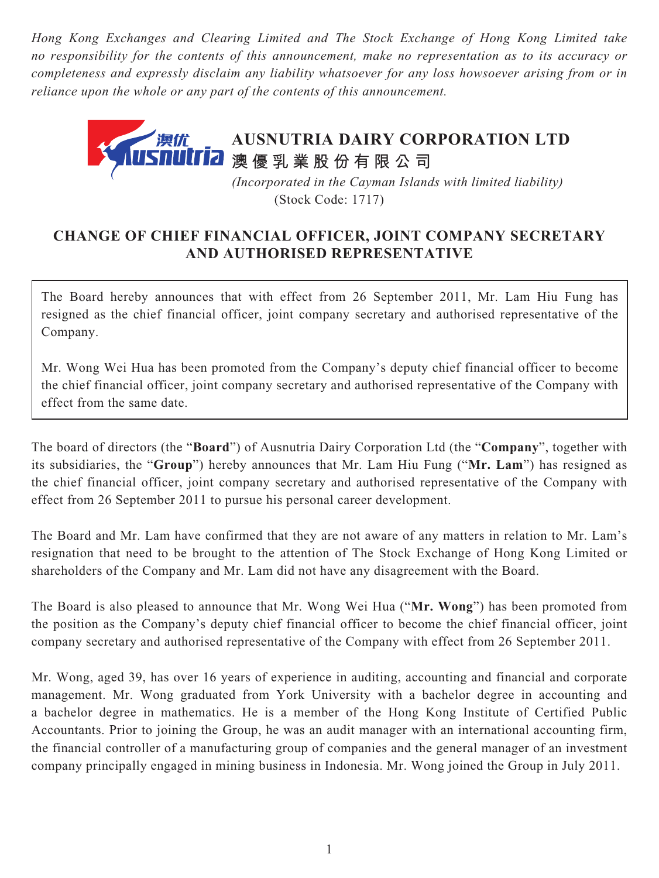*Hong Kong Exchanges and Clearing Limited and The Stock Exchange of Hong Kong Limited take no responsibility for the contents of this announcement, make no representation as to its accuracy or completeness and expressly disclaim any liability whatsoever for any loss howsoever arising from or in reliance upon the whole or any part of the contents of this announcement.*

# AUSNUTRIA DAIRY CORPORATION LTD
# 澳優乳業股份有限公司

*(Incorporated in the Cayman Islands with limited liability)*
(Stock Code: 1717)

## CHANGE OF CHIEF FINANCIAL OFFICER, JOINT COMPANY SECRETARY AND AUTHORISED REPRESENTATIVE

The Board hereby announces that with effect from 26 September 2011, Mr. Lam Hiu Fung has resigned as the chief financial officer, joint company secretary and authorised representative of the Company.

Mr. Wong Wei Hua has been promoted from the Company's deputy chief financial officer to become the chief financial officer, joint company secretary and authorised representative of the Company with effect from the same date.

The board of directors (the "**Board**") of Ausnutria Dairy Corporation Ltd (the "**Company**", together with its subsidiaries, the "**Group**") hereby announces that Mr. Lam Hiu Fung ("**Mr. Lam**") has resigned as the chief financial officer, joint company secretary and authorised representative of the Company with effect from 26 September 2011 to pursue his personal career development.

The Board and Mr. Lam have confirmed that they are not aware of any matters in relation to Mr. Lam's resignation that need to be brought to the attention of The Stock Exchange of Hong Kong Limited or shareholders of the Company and Mr. Lam did not have any disagreement with the Board.

The Board is also pleased to announce that Mr. Wong Wei Hua ("**Mr. Wong**") has been promoted from the position as the Company's deputy chief financial officer to become the chief financial officer, joint company secretary and authorised representative of the Company with effect from 26 September 2011.

Mr. Wong, aged 39, has over 16 years of experience in auditing, accounting and financial and corporate management. Mr. Wong graduated from York University with a bachelor degree in accounting and a bachelor degree in mathematics. He is a member of the Hong Kong Institute of Certified Public Accountants. Prior to joining the Group, he was an audit manager with an international accounting firm, the financial controller of a manufacturing group of companies and the general manager of an investment company principally engaged in mining business in Indonesia. Mr. Wong joined the Group in July 2011.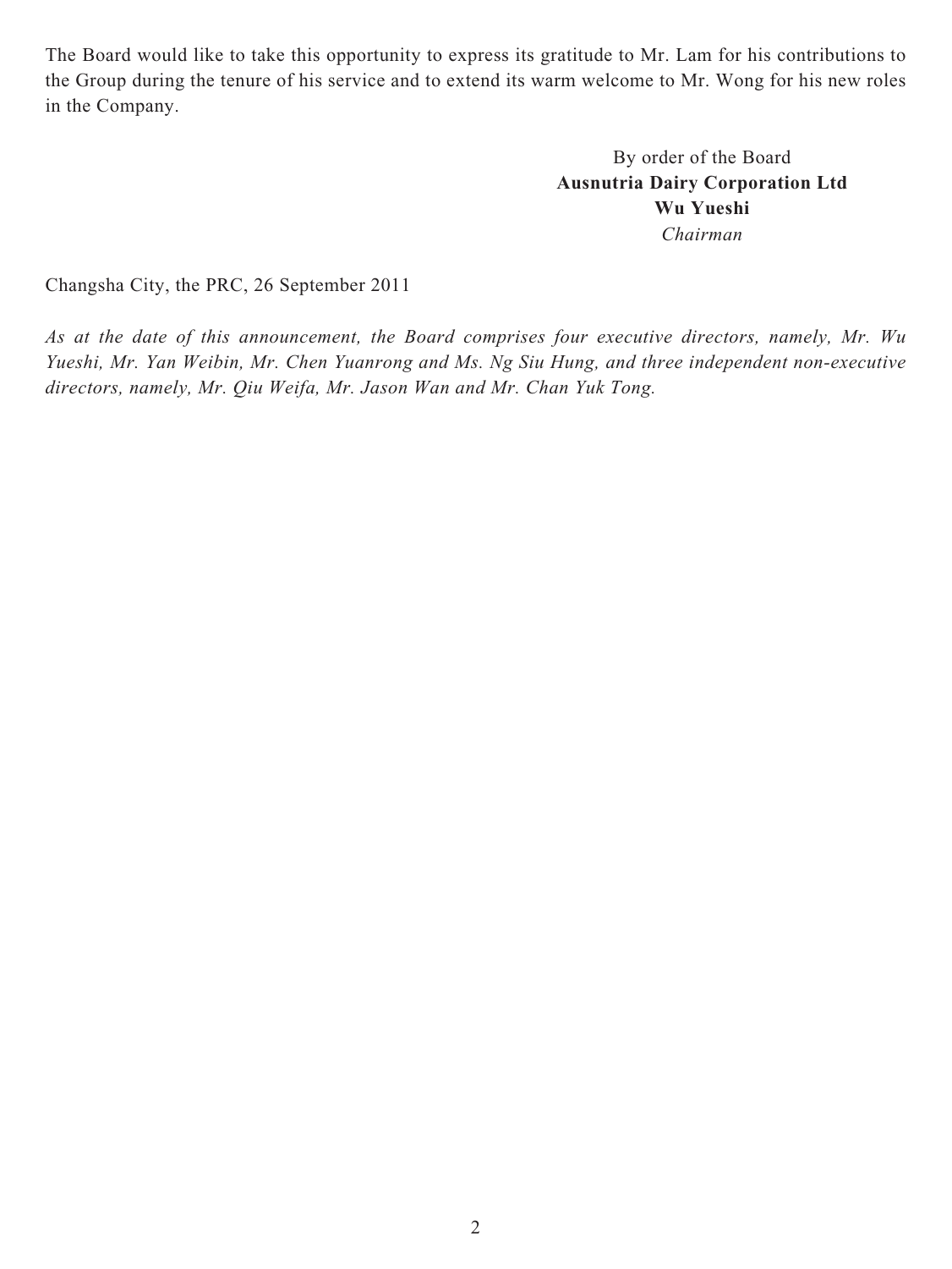The Board would like to take this opportunity to express its gratitude to Mr. Lam for his contributions to the Group during the tenure of his service and to extend its warm welcome to Mr. Wong for his new roles in the Company.

By order of the Board
**Ausnutria Dairy Corporation Ltd**
**Wu Yueshi**
*Chairman*

Changsha City, the PRC, 26 September 2011

*As at the date of this announcement, the Board comprises four executive directors, namely, Mr. Wu Yueshi, Mr. Yan Weibin, Mr. Chen Yuanrong and Ms. Ng Siu Hung, and three independent non-executive directors, namely, Mr. Qiu Weifa, Mr. Jason Wan and Mr. Chan Yuk Tong.*